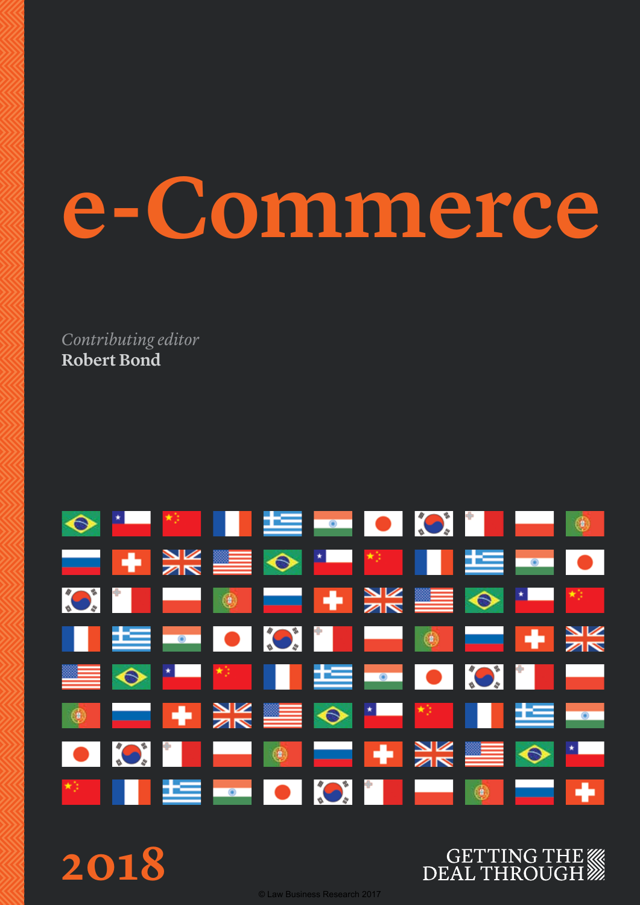# e-Commerce

*Contributing editor*
**Robert Bond**

**2018**

GETTING THE DEAL THROUGH

© Law Business Research 2017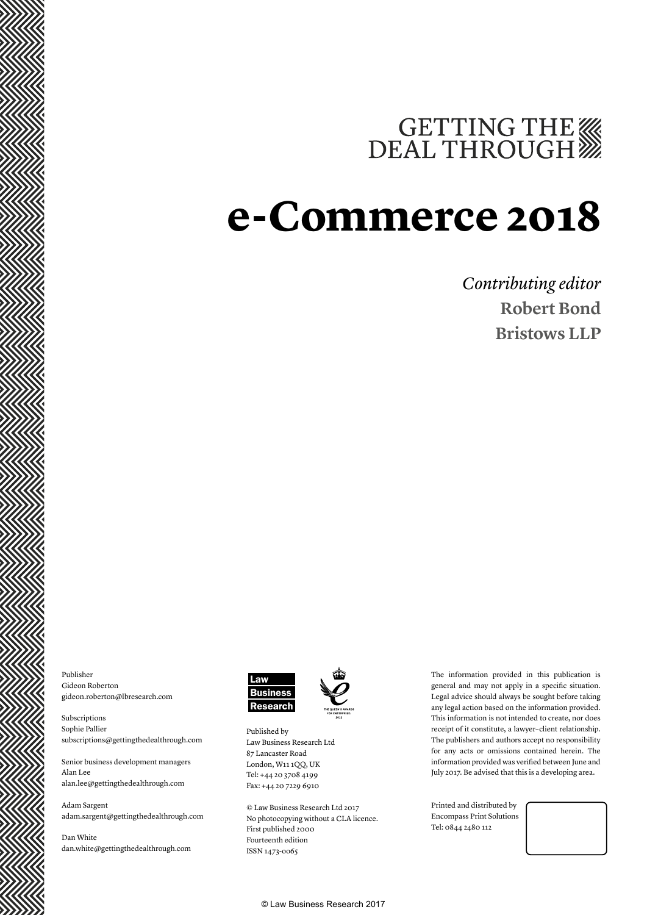# GETTING THE DEAL THROUGH

# e-Commerce 2018

*Contributing editor*

**Robert Bond**

**Bristows LLP**

Publisher
Gideon Roberton
gideon.roberton@lbresearch.com

Subscriptions
Sophie Pallier
subscriptions@gettingthedealthrough.com

Senior business development managers
Alan Lee
alan.lee@gettingthedealthrough.com

Adam Sargent
adam.sargent@gettingthedealthrough.com

Dan White
dan.white@gettingthedealthrough.com

Law Business Research

THE QUEEN'S AWARDS FOR ENTERPRISE: 2012

Published by
Law Business Research Ltd
87 Lancaster Road
London, W11 1QQ, UK
Tel: +44 20 3708 4199
Fax: +44 20 7229 6910

© Law Business Research Ltd 2017
No photocopying without a CLA licence.
First published 2000
Fourteenth edition
ISSN 1473-0065

The information provided in this publication is general and may not apply in a specific situation. Legal advice should always be sought before taking any legal action based on the information provided. This information is not intended to create, nor does receipt of it constitute, a lawyer–client relationship. The publishers and authors accept no responsibility for any acts or omissions contained herein. The information provided was verified between June and July 2017. Be advised that this is a developing area.

Printed and distributed by
Encompass Print Solutions
Tel: 0844 2480 112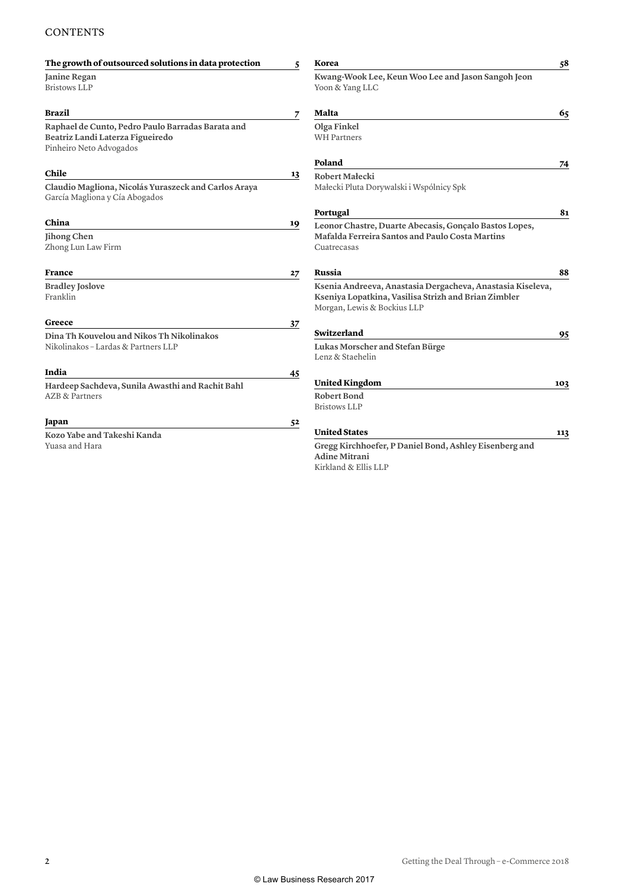# CONTENTS

**The growth of outsourced solutions in data protection** 5
**Janine Regan**
Bristows LLP

**Brazil** 7
**Raphael de Cunto, Pedro Paulo Barradas Barata and Beatriz Landi Laterza Figueiredo**
Pinheiro Neto Advogados

**Chile** 13
**Claudio Magliona, Nicolás Yuraszeck and Carlos Araya**
García Magliona y Cía Abogados

**China** 19
**Jihong Chen**
Zhong Lun Law Firm

**France** 27
**Bradley Joslove**
Franklin

**Greece** 37
**Dina Th Kouvelou and Nikos Th Nikolinakos**
Nikolinakos – Lardas & Partners LLP

**India** 45
**Hardeep Sachdeva, Sunila Awasthi and Rachit Bahl**
AZB & Partners

**Japan** 52
**Kozo Yabe and Takeshi Kanda**
Yuasa and Hara

**Korea** 58
**Kwang-Wook Lee, Keun Woo Lee and Jason Sangoh Jeon**
Yoon & Yang LLC

**Malta** 65
**Olga Finkel**
WH Partners

**Poland** 74
**Robert Małecki**
Małecki Pluta Dorywalski i Wspólnicy Spk

**Portugal** 81
**Leonor Chastre, Duarte Abecasis, Gonçalo Bastos Lopes, Mafalda Ferreira Santos and Paulo Costa Martins**
Cuatrecasas

**Russia** 88
**Ksenia Andreeva, Anastasia Dergacheva, Anastasia Kiseleva, Kseniya Lopatkina, Vasilisa Strizh and Brian Zimbler**
Morgan, Lewis & Bockius LLP

**Switzerland** 95
**Lukas Morscher and Stefan Bürge**
Lenz & Staehelin

**United Kingdom** 103
**Robert Bond**
Bristows LLP

**United States** 113
**Gregg Kirchhoefer, P Daniel Bond, Ashley Eisenberg and Adine Mitrani**
Kirkland & Ellis LLP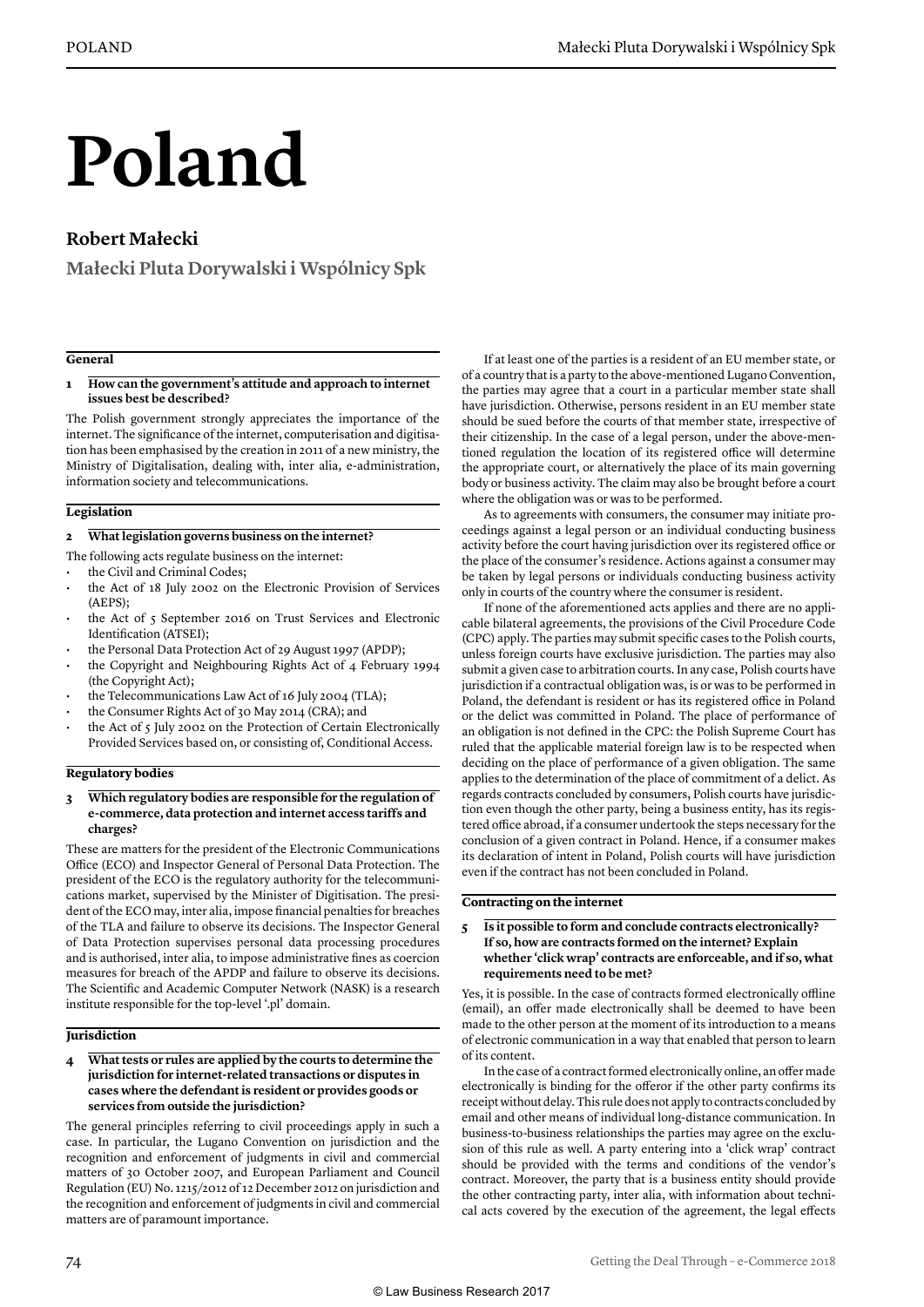# Poland

## Robert Małecki

**Małecki Pluta Dorywalski i Wspólnicy Spk**

### General

**1 How can the government's attitude and approach to internet issues best be described?**

The Polish government strongly appreciates the importance of the internet. The significance of the internet, computerisation and digitisation has been emphasised by the creation in 2011 of a new ministry, the Ministry of Digitalisation, dealing with, inter alia, e-administration, information society and telecommunications.

### Legislation

**2 What legislation governs business on the internet?**

The following acts regulate business on the internet:

- the Civil and Criminal Codes;
- the Act of 18 July 2002 on the Electronic Provision of Services (AEPS);
- the Act of 5 September 2016 on Trust Services and Electronic Identification (ATSEI);
- the Personal Data Protection Act of 29 August 1997 (APDP);
- the Copyright and Neighbouring Rights Act of 4 February 1994 (the Copyright Act);
- the Telecommunications Law Act of 16 July 2004 (TLA);
- the Consumer Rights Act of 30 May 2014 (CRA); and
- the Act of 5 July 2002 on the Protection of Certain Electronically Provided Services based on, or consisting of, Conditional Access.

### Regulatory bodies

**3 Which regulatory bodies are responsible for the regulation of e-commerce, data protection and internet access tariffs and charges?**

These are matters for the president of the Electronic Communications Office (ECO) and Inspector General of Personal Data Protection. The president of the ECO is the regulatory authority for the telecommunications market, supervised by the Minister of Digitisation. The president of the ECO may, inter alia, impose financial penalties for breaches of the TLA and failure to observe its decisions. The Inspector General of Data Protection supervises personal data processing procedures and is authorised, inter alia, to impose administrative fines as coercion measures for breach of the APDP and failure to observe its decisions. The Scientific and Academic Computer Network (NASK) is a research institute responsible for the top-level '.pl' domain.

### Jurisdiction

**4 What tests or rules are applied by the courts to determine the jurisdiction for internet-related transactions or disputes in cases where the defendant is resident or provides goods or services from outside the jurisdiction?**

The general principles referring to civil proceedings apply in such a case. In particular, the Lugano Convention on jurisdiction and the recognition and enforcement of judgments in civil and commercial matters of 30 October 2007, and European Parliament and Council Regulation (EU) No. 1215/2012 of 12 December 2012 on jurisdiction and the recognition and enforcement of judgments in civil and commercial matters are of paramount importance.

If at least one of the parties is a resident of an EU member state, or of a country that is a party to the above-mentioned Lugano Convention, the parties may agree that a court in a particular member state shall have jurisdiction. Otherwise, persons resident in an EU member state should be sued before the courts of that member state, irrespective of their citizenship. In the case of a legal person, under the above-mentioned regulation the location of its registered office will determine the appropriate court, or alternatively the place of its main governing body or business activity. The claim may also be brought before a court where the obligation was or was to be performed.

As to agreements with consumers, the consumer may initiate proceedings against a legal person or an individual conducting business activity before the court having jurisdiction over its registered office or the place of the consumer's residence. Actions against a consumer may be taken by legal persons or individuals conducting business activity only in courts of the country where the consumer is resident.

If none of the aforementioned acts applies and there are no applicable bilateral agreements, the provisions of the Civil Procedure Code (CPC) apply. The parties may submit specific cases to the Polish courts, unless foreign courts have exclusive jurisdiction. The parties may also submit a given case to arbitration courts. In any case, Polish courts have jurisdiction if a contractual obligation was, is or was to be performed in Poland, the defendant is resident or has its registered office in Poland or the delict was committed in Poland. The place of performance of an obligation is not defined in the CPC: the Polish Supreme Court has ruled that the applicable material foreign law is to be respected when deciding on the place of performance of a given obligation. The same applies to the determination of the place of commitment of a delict. As regards contracts concluded by consumers, Polish courts have jurisdiction even though the other party, being a business entity, has its registered office abroad, if a consumer undertook the steps necessary for the conclusion of a given contract in Poland. Hence, if a consumer makes its declaration of intent in Poland, Polish courts will have jurisdiction even if the contract has not been concluded in Poland.

### Contracting on the internet

**5 Is it possible to form and conclude contracts electronically? If so, how are contracts formed on the internet? Explain whether 'click wrap' contracts are enforceable, and if so, what requirements need to be met?**

Yes, it is possible. In the case of contracts formed electronically offline (email), an offer made electronically shall be deemed to have been made to the other person at the moment of its introduction to a means of electronic communication in a way that enabled that person to learn of its content.

In the case of a contract formed electronically online, an offer made electronically is binding for the offeror if the other party confirms its receipt without delay. This rule does not apply to contracts concluded by email and other means of individual long-distance communication. In business-to-business relationships the parties may agree on the exclusion of this rule as well. A party entering into a 'click wrap' contract should be provided with the terms and conditions of the vendor's contract. Moreover, the party that is a business entity should provide the other contracting party, inter alia, with information about technical acts covered by the execution of the agreement, the legal effects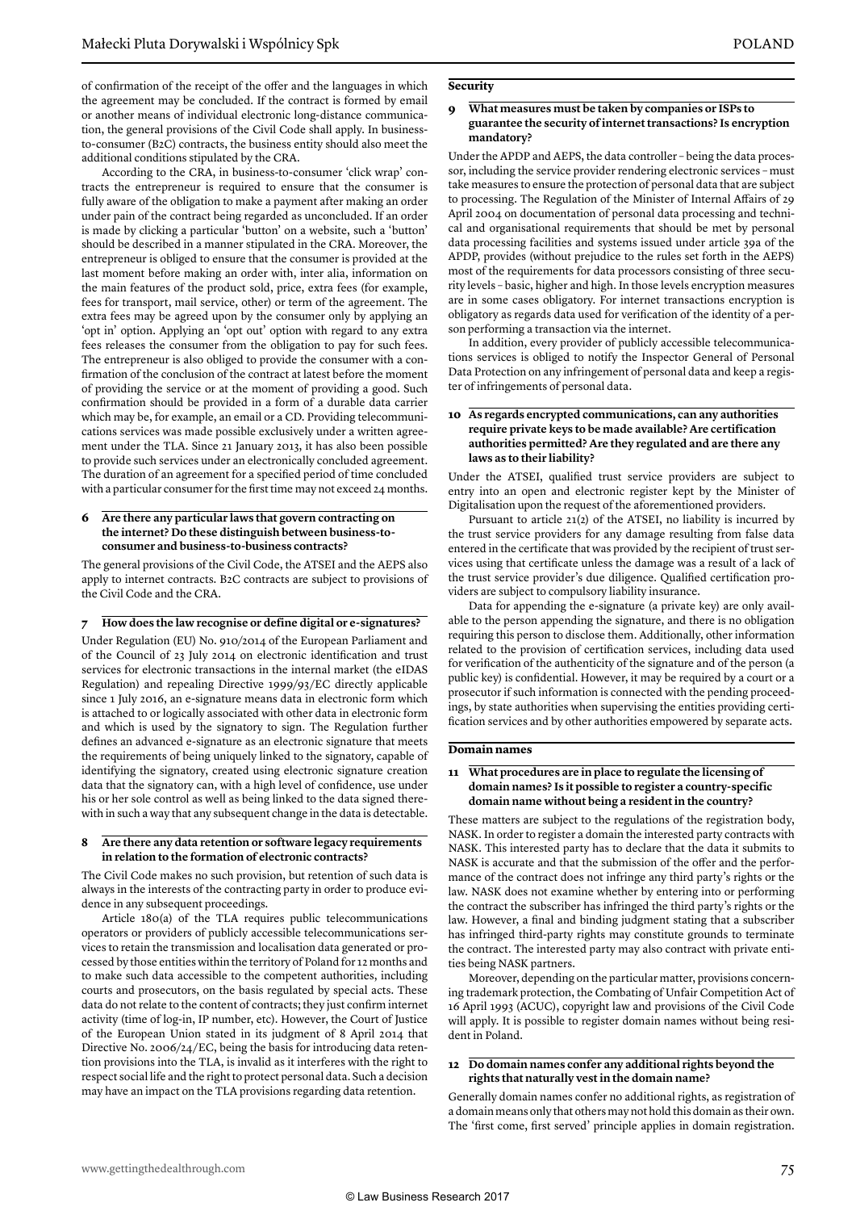of confirmation of the receipt of the offer and the languages in which the agreement may be concluded. If the contract is formed by email or another means of individual electronic long-distance communication, the general provisions of the Civil Code shall apply. In business-to-consumer (B2C) contracts, the business entity should also meet the additional conditions stipulated by the CRA.

According to the CRA, in business-to-consumer 'click wrap' contracts the entrepreneur is required to ensure that the consumer is fully aware of the obligation to make a payment after making an order under pain of the contract being regarded as unconcluded. If an order is made by clicking a particular 'button' on a website, such a 'button' should be described in a manner stipulated in the CRA. Moreover, the entrepreneur is obliged to ensure that the consumer is provided at the last moment before making an order with, inter alia, information on the main features of the product sold, price, extra fees (for example, fees for transport, mail service, other) or term of the agreement. The extra fees may be agreed upon by the consumer only by applying an 'opt in' option. Applying an 'opt out' option with regard to any extra fees releases the consumer from the obligation to pay for such fees. The entrepreneur is also obliged to provide the consumer with a confirmation of the conclusion of the contract at latest before the moment of providing the service or at the moment of providing a good. Such confirmation should be provided in a form of a durable data carrier which may be, for example, an email or a CD. Providing telecommunications services was made possible exclusively under a written agreement under the TLA. Since 21 January 2013, it has also been possible to provide such services under an electronically concluded agreement. The duration of an agreement for a specified period of time concluded with a particular consumer for the first time may not exceed 24 months.

### 6 Are there any particular laws that govern contracting on the internet? Do these distinguish between business-to-consumer and business-to-business contracts?

The general provisions of the Civil Code, the ATSEI and the AEPS also apply to internet contracts. B2C contracts are subject to provisions of the Civil Code and the CRA.

### 7 How does the law recognise or define digital or e-signatures?

Under Regulation (EU) No. 910/2014 of the European Parliament and of the Council of 23 July 2014 on electronic identification and trust services for electronic transactions in the internal market (the eIDAS Regulation) and repealing Directive 1999/93/EC directly applicable since 1 July 2016, an e-signature means data in electronic form which is attached to or logically associated with other data in electronic form and which is used by the signatory to sign. The Regulation further defines an advanced e-signature as an electronic signature that meets the requirements of being uniquely linked to the signatory, capable of identifying the signatory, created using electronic signature creation data that the signatory can, with a high level of confidence, use under his or her sole control as well as being linked to the data signed therewith in such a way that any subsequent change in the data is detectable.

### 8 Are there any data retention or software legacy requirements in relation to the formation of electronic contracts?

The Civil Code makes no such provision, but retention of such data is always in the interests of the contracting party in order to produce evidence in any subsequent proceedings.

Article 180(a) of the TLA requires public telecommunications operators or providers of publicly accessible telecommunications services to retain the transmission and localisation data generated or processed by those entities within the territory of Poland for 12 months and to make such data accessible to the competent authorities, including courts and prosecutors, on the basis regulated by special acts. These data do not relate to the content of contracts; they just confirm internet activity (time of log-in, IP number, etc). However, the Court of Justice of the European Union stated in its judgment of 8 April 2014 that Directive No. 2006/24/EC, being the basis for introducing data retention provisions into the TLA, is invalid as it interferes with the right to respect social life and the right to protect personal data. Such a decision may have an impact on the TLA provisions regarding data retention.

## Security

### 9 What measures must be taken by companies or ISPs to guarantee the security of internet transactions? Is encryption mandatory?

Under the APDP and AEPS, the data controller – being the data processor, including the service provider rendering electronic services – must take measures to ensure the protection of personal data that are subject to processing. The Regulation of the Minister of Internal Affairs of 29 April 2004 on documentation of personal data processing and technical and organisational requirements that should be met by personal data processing facilities and systems issued under article 39a of the APDP, provides (without prejudice to the rules set forth in the AEPS) most of the requirements for data processors consisting of three security levels – basic, higher and high. In those levels encryption measures are in some cases obligatory. For internet transactions encryption is obligatory as regards data used for verification of the identity of a person performing a transaction via the internet.

In addition, every provider of publicly accessible telecommunications services is obliged to notify the Inspector General of Personal Data Protection on any infringement of personal data and keep a register of infringements of personal data.

### 10 As regards encrypted communications, can any authorities require private keys to be made available? Are certification authorities permitted? Are they regulated and are there any laws as to their liability?

Under the ATSEI, qualified trust service providers are subject to entry into an open and electronic register kept by the Minister of Digitalisation upon the request of the aforementioned providers.

Pursuant to article 21(2) of the ATSEI, no liability is incurred by the trust service providers for any damage resulting from false data entered in the certificate that was provided by the recipient of trust services using that certificate unless the damage was a result of a lack of the trust service provider's due diligence. Qualified certification providers are subject to compulsory liability insurance.

Data for appending the e-signature (a private key) are only available to the person appending the signature, and there is no obligation requiring this person to disclose them. Additionally, other information related to the provision of certification services, including data used for verification of the authenticity of the signature and of the person (a public key) is confidential. However, it may be required by a court or a prosecutor if such information is connected with the pending proceedings, by state authorities when supervising the entities providing certification services and by other authorities empowered by separate acts.

## Domain names

### 11 What procedures are in place to regulate the licensing of domain names? Is it possible to register a country-specific domain name without being a resident in the country?

These matters are subject to the regulations of the registration body, NASK. In order to register a domain the interested party contracts with NASK. This interested party has to declare that the data it submits to NASK is accurate and that the submission of the offer and the performance of the contract does not infringe any third party's rights or the law. NASK does not examine whether by entering into or performing the contract the subscriber has infringed the third party's rights or the law. However, a final and binding judgment stating that a subscriber has infringed third-party rights may constitute grounds to terminate the contract. The interested party may also contract with private entities being NASK partners.

Moreover, depending on the particular matter, provisions concerning trademark protection, the Combating of Unfair Competition Act of 16 April 1993 (ACUC), copyright law and provisions of the Civil Code will apply. It is possible to register domain names without being resident in Poland.

### 12 Do domain names confer any additional rights beyond the rights that naturally vest in the domain name?

Generally domain names confer no additional rights, as registration of a domain means only that others may not hold this domain as their own. The 'first come, first served' principle applies in domain registration.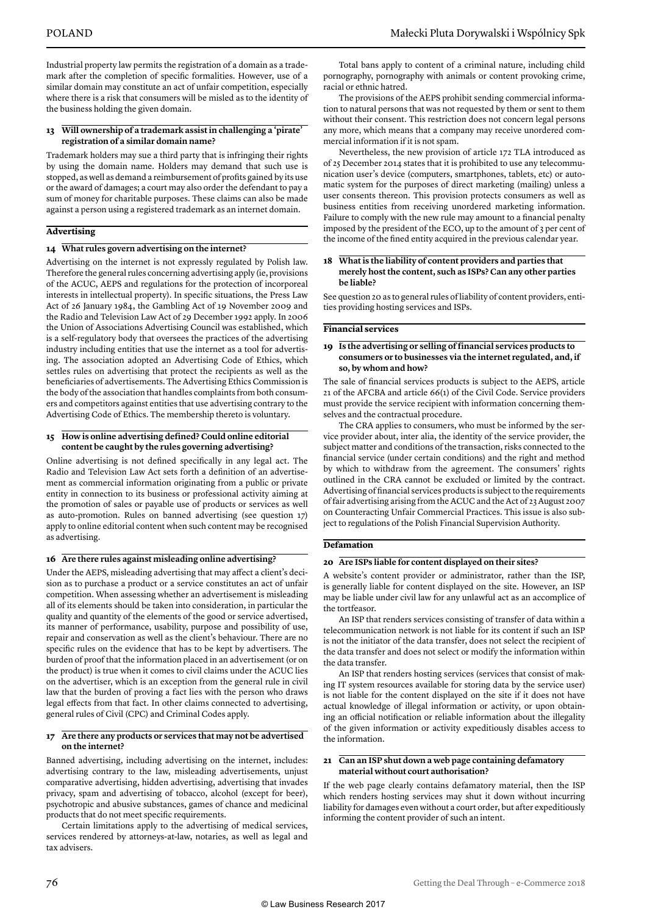Industrial property law permits the registration of a domain as a trademark after the completion of specific formalities. However, use of a similar domain may constitute an act of unfair competition, especially where there is a risk that consumers will be misled as to the identity of the business holding the given domain.

### 13 Will ownership of a trademark assist in challenging a 'pirate' registration of a similar domain name?

Trademark holders may sue a third party that is infringing their rights by using the domain name. Holders may demand that such use is stopped, as well as demand a reimbursement of profits gained by its use or the award of damages; a court may also order the defendant to pay a sum of money for charitable purposes. These claims can also be made against a person using a registered trademark as an internet domain.

## Advertising

### 14 What rules govern advertising on the internet?

Advertising on the internet is not expressly regulated by Polish law. Therefore the general rules concerning advertising apply (ie, provisions of the ACUC, AEPS and regulations for the protection of incorporeal interests in intellectual property). In specific situations, the Press Law Act of 26 January 1984, the Gambling Act of 19 November 2009 and the Radio and Television Law Act of 29 December 1992 apply. In 2006 the Union of Associations Advertising Council was established, which is a self-regulatory body that oversees the practices of the advertising industry including entities that use the internet as a tool for advertising. The association adopted an Advertising Code of Ethics, which settles rules on advertising that protect the recipients as well as the beneficiaries of advertisements. The Advertising Ethics Commission is the body of the association that handles complaints from both consumers and competitors against entities that use advertising contrary to the Advertising Code of Ethics. The membership thereto is voluntary.

### 15 How is online advertising defined? Could online editorial content be caught by the rules governing advertising?

Online advertising is not defined specifically in any legal act. The Radio and Television Law Act sets forth a definition of an advertisement as commercial information originating from a public or private entity in connection to its business or professional activity aiming at the promotion of sales or payable use of products or services as well as auto-promotion. Rules on banned advertising (see question 17) apply to online editorial content when such content may be recognised as advertising.

### 16 Are there rules against misleading online advertising?

Under the AEPS, misleading advertising that may affect a client's decision as to purchase a product or a service constitutes an act of unfair competition. When assessing whether an advertisement is misleading all of its elements should be taken into consideration, in particular the quality and quantity of the elements of the good or service advertised, its manner of performance, usability, purpose and possibility of use, repair and conservation as well as the client's behaviour. There are no specific rules on the evidence that has to be kept by advertisers. The burden of proof that the information placed in an advertisement (or on the product) is true when it comes to civil claims under the ACUC lies on the advertiser, which is an exception from the general rule in civil law that the burden of proving a fact lies with the person who draws legal effects from that fact. In other claims connected to advertising, general rules of Civil (CPC) and Criminal Codes apply.

### 17 Are there any products or services that may not be advertised on the internet?

Banned advertising, including advertising on the internet, includes: advertising contrary to the law, misleading advertisements, unjust comparative advertising, hidden advertising, advertising that invades privacy, spam and advertising of tobacco, alcohol (except for beer), psychotropic and abusive substances, games of chance and medicinal products that do not meet specific requirements.

Certain limitations apply to the advertising of medical services, services rendered by attorneys-at-law, notaries, as well as legal and tax advisers.

Total bans apply to content of a criminal nature, including child pornography, pornography with animals or content provoking crime, racial or ethnic hatred.

The provisions of the AEPS prohibit sending commercial information to natural persons that was not requested by them or sent to them without their consent. This restriction does not concern legal persons any more, which means that a company may receive unordered commercial information if it is not spam.

Nevertheless, the new provision of article 172 TLA introduced as of 25 December 2014 states that it is prohibited to use any telecommunication user's device (computers, smartphones, tablets, etc) or automatic system for the purposes of direct marketing (mailing) unless a user consents thereon. This provision protects consumers as well as business entities from receiving unordered marketing information. Failure to comply with the new rule may amount to a financial penalty imposed by the president of the ECO, up to the amount of 3 per cent of the income of the fined entity acquired in the previous calendar year.

### 18 What is the liability of content providers and parties that merely host the content, such as ISPs? Can any other parties be liable?

See question 20 as to general rules of liability of content providers, entities providing hosting services and ISPs.

## Financial services

### 19 Is the advertising or selling of financial services products to consumers or to businesses via the internet regulated, and, if so, by whom and how?

The sale of financial services products is subject to the AEPS, article 21 of the AFCBA and article 66(1) of the Civil Code. Service providers must provide the service recipient with information concerning themselves and the contractual procedure.

The CRA applies to consumers, who must be informed by the service provider about, inter alia, the identity of the service provider, the subject matter and conditions of the transaction, risks connected to the financial service (under certain conditions) and the right and method by which to withdraw from the agreement. The consumers' rights outlined in the CRA cannot be excluded or limited by the contract. Advertising of financial services products is subject to the requirements of fair advertising arising from the ACUC and the Act of 23 August 2007 on Counteracting Unfair Commercial Practices. This issue is also subject to regulations of the Polish Financial Supervision Authority.

## Defamation

### 20 Are ISPs liable for content displayed on their sites?

A website's content provider or administrator, rather than the ISP, is generally liable for content displayed on the site. However, an ISP may be liable under civil law for any unlawful act as an accomplice of the tortfeasor.

An ISP that renders services consisting of transfer of data within a telecommunication network is not liable for its content if such an ISP is not the initiator of the data transfer, does not select the recipient of the data transfer and does not select or modify the information within the data transfer.

An ISP that renders hosting services (services that consist of making IT system resources available for storing data by the service user) is not liable for the content displayed on the site if it does not have actual knowledge of illegal information or activity, or upon obtaining an official notification or reliable information about the illegality of the given information or activity expeditiously disables access to the information.

### 21 Can an ISP shut down a web page containing defamatory material without court authorisation?

If the web page clearly contains defamatory material, then the ISP which renders hosting services may shut it down without incurring liability for damages even without a court order, but after expeditiously informing the content provider of such an intent.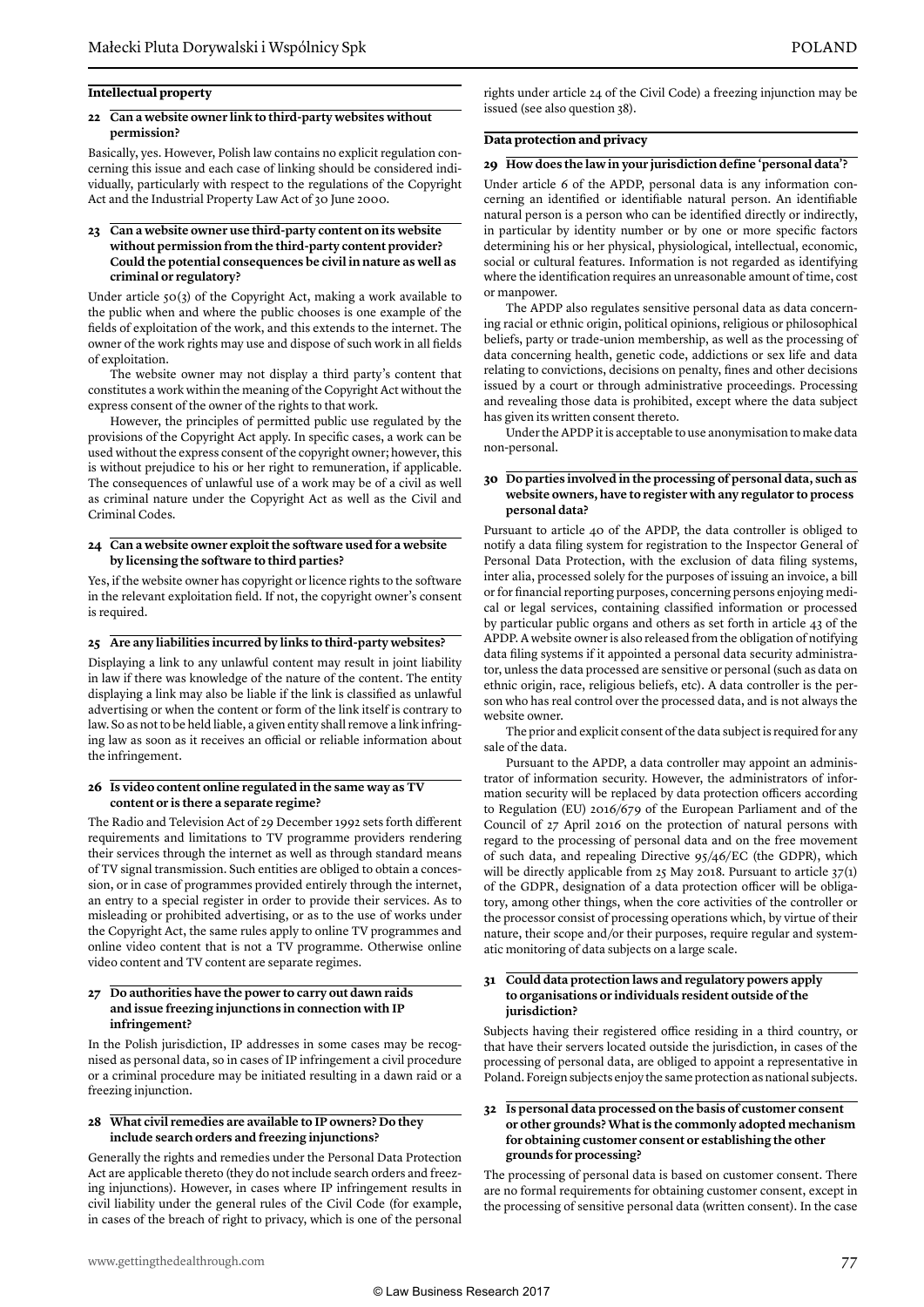## Intellectual property

### 22 Can a website owner link to third-party websites without permission?

Basically, yes. However, Polish law contains no explicit regulation concerning this issue and each case of linking should be considered individually, particularly with respect to the regulations of the Copyright Act and the Industrial Property Law Act of 30 June 2000.

### 23 Can a website owner use third-party content on its website without permission from the third-party content provider? Could the potential consequences be civil in nature as well as criminal or regulatory?

Under article 50(3) of the Copyright Act, making a work available to the public when and where the public chooses is one example of the fields of exploitation of the work, and this extends to the internet. The owner of the work rights may use and dispose of such work in all fields of exploitation.

The website owner may not display a third party's content that constitutes a work within the meaning of the Copyright Act without the express consent of the owner of the rights to that work.

However, the principles of permitted public use regulated by the provisions of the Copyright Act apply. In specific cases, a work can be used without the express consent of the copyright owner; however, this is without prejudice to his or her right to remuneration, if applicable. The consequences of unlawful use of a work may be of a civil as well as criminal nature under the Copyright Act as well as the Civil and Criminal Codes.

### 24 Can a website owner exploit the software used for a website by licensing the software to third parties?

Yes, if the website owner has copyright or licence rights to the software in the relevant exploitation field. If not, the copyright owner's consent is required.

### 25 Are any liabilities incurred by links to third-party websites?

Displaying a link to any unlawful content may result in joint liability in law if there was knowledge of the nature of the content. The entity displaying a link may also be liable if the link is classified as unlawful advertising or when the content or form of the link itself is contrary to law. So as not to be held liable, a given entity shall remove a link infringing law as soon as it receives an official or reliable information about the infringement.

### 26 Is video content online regulated in the same way as TV content or is there a separate regime?

The Radio and Television Act of 29 December 1992 sets forth different requirements and limitations to TV programme providers rendering their services through the internet as well as through standard means of TV signal transmission. Such entities are obliged to obtain a concession, or in case of programmes provided entirely through the internet, an entry to a special register in order to provide their services. As to misleading or prohibited advertising, or as to the use of works under the Copyright Act, the same rules apply to online TV programmes and online video content that is not a TV programme. Otherwise online video content and TV content are separate regimes.

### 27 Do authorities have the power to carry out dawn raids and issue freezing injunctions in connection with IP infringement?

In the Polish jurisdiction, IP addresses in some cases may be recognised as personal data, so in cases of IP infringement a civil procedure or a criminal procedure may be initiated resulting in a dawn raid or a freezing injunction.

### 28 What civil remedies are available to IP owners? Do they include search orders and freezing injunctions?

Generally the rights and remedies under the Personal Data Protection Act are applicable thereto (they do not include search orders and freezing injunctions). However, in cases where IP infringement results in civil liability under the general rules of the Civil Code (for example, in cases of the breach of right to privacy, which is one of the personal rights under article 24 of the Civil Code) a freezing injunction may be issued (see also question 38).

## Data protection and privacy

### 29 How does the law in your jurisdiction define 'personal data'?

Under article 6 of the APDP, personal data is any information concerning an identified or identifiable natural person. An identifiable natural person is a person who can be identified directly or indirectly, in particular by identity number or by one or more specific factors determining his or her physical, physiological, intellectual, economic, social or cultural features. Information is not regarded as identifying where the identification requires an unreasonable amount of time, cost or manpower.

The APDP also regulates sensitive personal data as data concerning racial or ethnic origin, political opinions, religious or philosophical beliefs, party or trade-union membership, as well as the processing of data concerning health, genetic code, addictions or sex life and data relating to convictions, decisions on penalty, fines and other decisions issued by a court or through administrative proceedings. Processing and revealing those data is prohibited, except where the data subject has given its written consent thereto.

Under the APDP it is acceptable to use anonymisation to make data non-personal.

### 30 Do parties involved in the processing of personal data, such as website owners, have to register with any regulator to process personal data?

Pursuant to article 40 of the APDP, the data controller is obliged to notify a data filing system for registration to the Inspector General of Personal Data Protection, with the exclusion of data filing systems, inter alia, processed solely for the purposes of issuing an invoice, a bill or for financial reporting purposes, concerning persons enjoying medical or legal services, containing classified information or processed by particular public organs and others as set forth in article 43 of the APDP. A website owner is also released from the obligation of notifying data filing systems if it appointed a personal data security administrator, unless the data processed are sensitive or personal (such as data on ethnic origin, race, religious beliefs, etc). A data controller is the person who has real control over the processed data, and is not always the website owner.

The prior and explicit consent of the data subject is required for any sale of the data.

Pursuant to the APDP, a data controller may appoint an administrator of information security. However, the administrators of information security will be replaced by data protection officers according to Regulation (EU) 2016/679 of the European Parliament and of the Council of 27 April 2016 on the protection of natural persons with regard to the processing of personal data and on the free movement of such data, and repealing Directive 95/46/EC (the GDPR), which will be directly applicable from 25 May 2018. Pursuant to article 37(1) of the GDPR, designation of a data protection officer will be obligatory, among other things, when the core activities of the controller or the processor consist of processing operations which, by virtue of their nature, their scope and/or their purposes, require regular and systematic monitoring of data subjects on a large scale.

### 31 Could data protection laws and regulatory powers apply to organisations or individuals resident outside of the jurisdiction?

Subjects having their registered office residing in a third country, or that have their servers located outside the jurisdiction, in cases of the processing of personal data, are obliged to appoint a representative in Poland. Foreign subjects enjoy the same protection as national subjects.

### 32 Is personal data processed on the basis of customer consent or other grounds? What is the commonly adopted mechanism for obtaining customer consent or establishing the other grounds for processing?

The processing of personal data is based on customer consent. There are no formal requirements for obtaining customer consent, except in the processing of sensitive personal data (written consent). In the case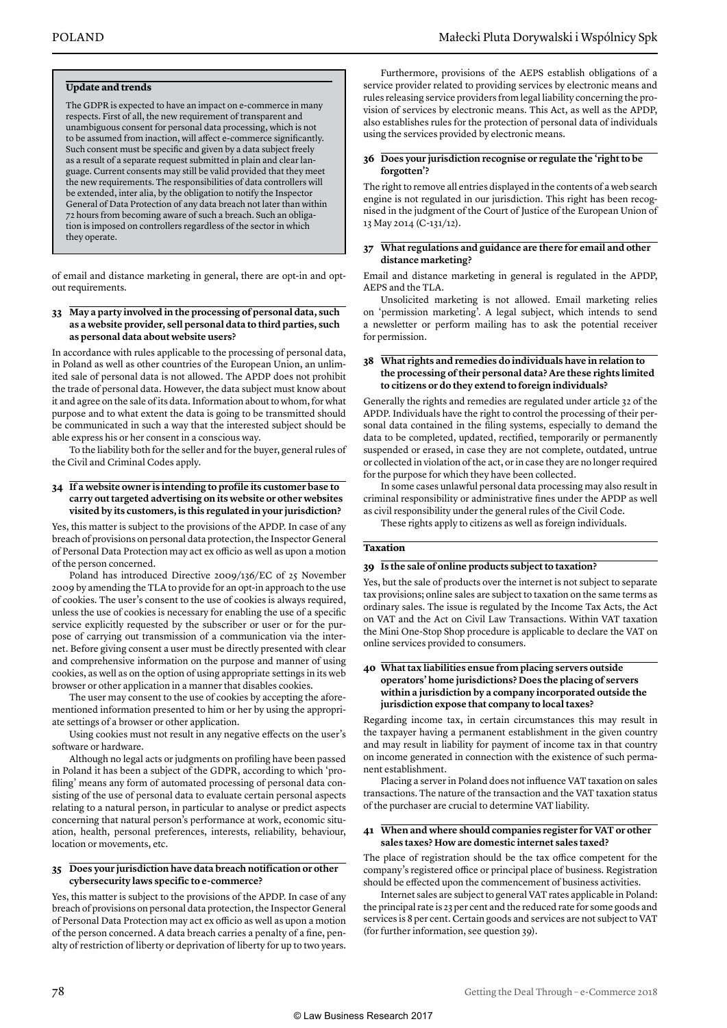### Update and trends

The GDPR is expected to have an impact on e-commerce in many respects. First of all, the new requirement of transparent and unambiguous consent for personal data processing, which is not to be assumed from inaction, will affect e-commerce significantly. Such consent must be specific and given by a data subject freely as a result of a separate request submitted in plain and clear language. Current consents may still be valid provided that they meet the new requirements. The responsibilities of data controllers will be extended, inter alia, by the obligation to notify the Inspector General of Data Protection of any data breach not later than within 72 hours from becoming aware of such a breach. Such an obligation is imposed on controllers regardless of the sector in which they operate.

of email and distance marketing in general, there are opt-in and opt-out requirements.

#### 33 May a party involved in the processing of personal data, such as a website provider, sell personal data to third parties, such as personal data about website users?

In accordance with rules applicable to the processing of personal data, in Poland as well as other countries of the European Union, an unlimited sale of personal data is not allowed. The APDP does not prohibit the trade of personal data. However, the data subject must know about it and agree on the sale of its data. Information about to whom, for what purpose and to what extent the data is going to be transmitted should be communicated in such a way that the interested subject should be able express his or her consent in a conscious way.

To the liability both for the seller and for the buyer, general rules of the Civil and Criminal Codes apply.

#### 34 If a website owner is intending to profile its customer base to carry out targeted advertising on its website or other websites visited by its customers, is this regulated in your jurisdiction?

Yes, this matter is subject to the provisions of the APDP. In case of any breach of provisions on personal data protection, the Inspector General of Personal Data Protection may act ex officio as well as upon a motion of the person concerned.

Poland has introduced Directive 2009/136/EC of 25 November 2009 by amending the TLA to provide for an opt-in approach to the use of cookies. The user's consent to the use of cookies is always required, unless the use of cookies is necessary for enabling the use of a specific service explicitly requested by the subscriber or user or for the purpose of carrying out transmission of a communication via the internet. Before giving consent a user must be directly presented with clear and comprehensive information on the purpose and manner of using cookies, as well as on the option of using appropriate settings in its web browser or other application in a manner that disables cookies.

The user may consent to the use of cookies by accepting the aforementioned information presented to him or her by using the appropriate settings of a browser or other application.

Using cookies must not result in any negative effects on the user's software or hardware.

Although no legal acts or judgments on profiling have been passed in Poland it has been a subject of the GDPR, according to which 'profiling' means any form of automated processing of personal data consisting of the use of personal data to evaluate certain personal aspects relating to a natural person, in particular to analyse or predict aspects concerning that natural person's performance at work, economic situation, health, personal preferences, interests, reliability, behaviour, location or movements, etc.

#### 35 Does your jurisdiction have data breach notification or other cybersecurity laws specific to e-commerce?

Yes, this matter is subject to the provisions of the APDP. In case of any breach of provisions on personal data protection, the Inspector General of Personal Data Protection may act ex officio as well as upon a motion of the person concerned. A data breach carries a penalty of a fine, penalty of restriction of liberty or deprivation of liberty for up to two years.

Furthermore, provisions of the AEPS establish obligations of a service provider related to providing services by electronic means and rules releasing service providers from legal liability concerning the provision of services by electronic means. This Act, as well as the APDP, also establishes rules for the protection of personal data of individuals using the services provided by electronic means.

#### 36 Does your jurisdiction recognise or regulate the 'right to be forgotten'?

The right to remove all entries displayed in the contents of a web search engine is not regulated in our jurisdiction. This right has been recognised in the judgment of the Court of Justice of the European Union of 13 May 2014 (C-131/12).

#### 37 What regulations and guidance are there for email and other distance marketing?

Email and distance marketing in general is regulated in the APDP, AEPS and the TLA.

Unsolicited marketing is not allowed. Email marketing relies on 'permission marketing'. A legal subject, which intends to send a newsletter or perform mailing has to ask the potential receiver for permission.

#### 38 What rights and remedies do individuals have in relation to the processing of their personal data? Are these rights limited to citizens or do they extend to foreign individuals?

Generally the rights and remedies are regulated under article 32 of the APDP. Individuals have the right to control the processing of their personal data contained in the filing systems, especially to demand the data to be completed, updated, rectified, temporarily or permanently suspended or erased, in case they are not complete, outdated, untrue or collected in violation of the act, or in case they are no longer required for the purpose for which they have been collected.

In some cases unlawful personal data processing may also result in criminal responsibility or administrative fines under the APDP as well as civil responsibility under the general rules of the Civil Code.

These rights apply to citizens as well as foreign individuals.

### Taxation

#### 39 Is the sale of online products subject to taxation?

Yes, but the sale of products over the internet is not subject to separate tax provisions; online sales are subject to taxation on the same terms as ordinary sales. The issue is regulated by the Income Tax Acts, the Act on VAT and the Act on Civil Law Transactions. Within VAT taxation the Mini One-Stop Shop procedure is applicable to declare the VAT on online services provided to consumers.

#### 40 What tax liabilities ensue from placing servers outside operators' home jurisdictions? Does the placing of servers within a jurisdiction by a company incorporated outside the jurisdiction expose that company to local taxes?

Regarding income tax, in certain circumstances this may result in the taxpayer having a permanent establishment in the given country and may result in liability for payment of income tax in that country on income generated in connection with the existence of such permanent establishment.

Placing a server in Poland does not influence VAT taxation on sales transactions. The nature of the transaction and the VAT taxation status of the purchaser are crucial to determine VAT liability.

#### 41 When and where should companies register for VAT or other sales taxes? How are domestic internet sales taxed?

The place of registration should be the tax office competent for the company's registered office or principal place of business. Registration should be effected upon the commencement of business activities.

Internet sales are subject to general VAT rates applicable in Poland: the principal rate is 23 per cent and the reduced rate for some goods and services is 8 per cent. Certain goods and services are not subject to VAT (for further information, see question 39).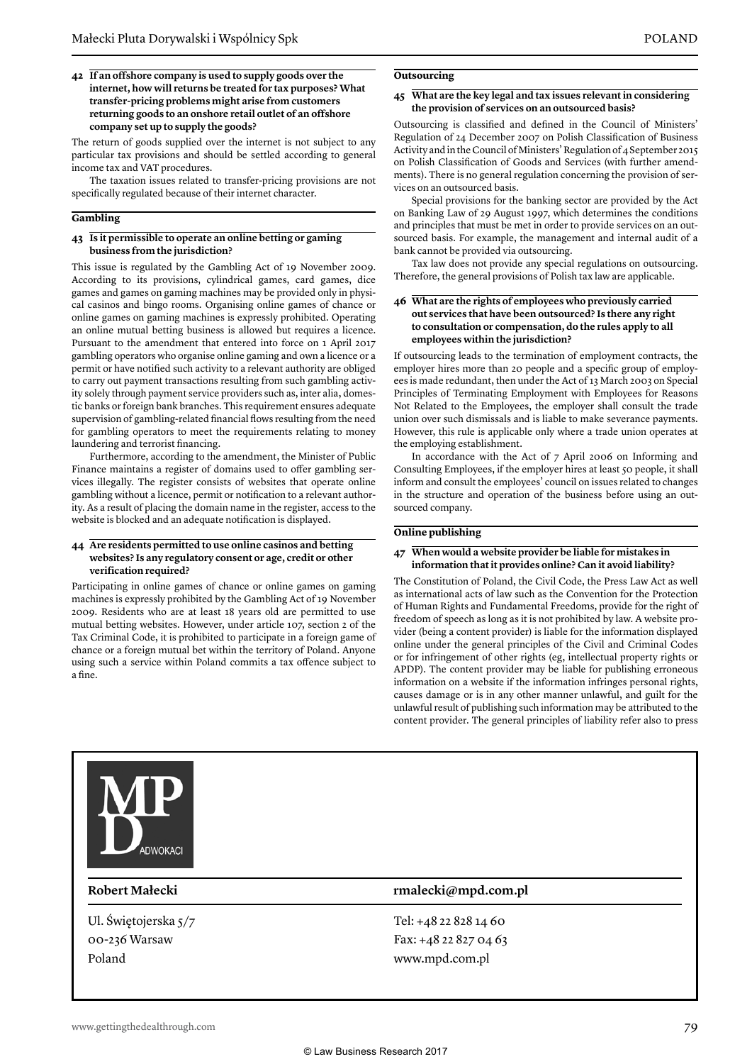**42 If an offshore company is used to supply goods over the internet, how will returns be treated for tax purposes? What transfer-pricing problems might arise from customers returning goods to an onshore retail outlet of an offshore company set up to supply the goods?**

The return of goods supplied over the internet is not subject to any particular tax provisions and should be settled according to general income tax and VAT procedures.

The taxation issues related to transfer-pricing provisions are not specifically regulated because of their internet character.

## Gambling

**43 Is it permissible to operate an online betting or gaming business from the jurisdiction?**

This issue is regulated by the Gambling Act of 19 November 2009. According to its provisions, cylindrical games, card games, dice games and games on gaming machines may be provided only in physical casinos and bingo rooms. Organising online games of chance or online games on gaming machines is expressly prohibited. Operating an online mutual betting business is allowed but requires a licence. Pursuant to the amendment that entered into force on 1 April 2017 gambling operators who organise online gaming and own a licence or a permit or have notified such activity to a relevant authority are obliged to carry out payment transactions resulting from such gambling activity solely through payment service providers such as, inter alia, domestic banks or foreign bank branches. This requirement ensures adequate supervision of gambling-related financial flows resulting from the need for gambling operators to meet the requirements relating to money laundering and terrorist financing.

Furthermore, according to the amendment, the Minister of Public Finance maintains a register of domains used to offer gambling services illegally. The register consists of websites that operate online gambling without a licence, permit or notification to a relevant authority. As a result of placing the domain name in the register, access to the website is blocked and an adequate notification is displayed.

**44 Are residents permitted to use online casinos and betting websites? Is any regulatory consent or age, credit or other verification required?**

Participating in online games of chance or online games on gaming machines is expressly prohibited by the Gambling Act of 19 November 2009. Residents who are at least 18 years old are permitted to use mutual betting websites. However, under article 107, section 2 of the Tax Criminal Code, it is prohibited to participate in a foreign game of chance or a foreign mutual bet within the territory of Poland. Anyone using such a service within Poland commits a tax offence subject to a fine.

## Outsourcing

**45 What are the key legal and tax issues relevant in considering the provision of services on an outsourced basis?**

Outsourcing is classified and defined in the Council of Ministers' Regulation of 24 December 2007 on Polish Classification of Business Activity and in the Council of Ministers' Regulation of 4 September 2015 on Polish Classification of Goods and Services (with further amendments). There is no general regulation concerning the provision of services on an outsourced basis.

Special provisions for the banking sector are provided by the Act on Banking Law of 29 August 1997, which determines the conditions and principles that must be met in order to provide services on an outsourced basis. For example, the management and internal audit of a bank cannot be provided via outsourcing.

Tax law does not provide any special regulations on outsourcing. Therefore, the general provisions of Polish tax law are applicable.

**46 What are the rights of employees who previously carried out services that have been outsourced? Is there any right to consultation or compensation, do the rules apply to all employees within the jurisdiction?**

If outsourcing leads to the termination of employment contracts, the employer hires more than 20 people and a specific group of employees is made redundant, then under the Act of 13 March 2003 on Special Principles of Terminating Employment with Employees for Reasons Not Related to the Employees, the employer shall consult the trade union over such dismissals and is liable to make severance payments. However, this rule is applicable only where a trade union operates at the employing establishment.

In accordance with the Act of 7 April 2006 on Informing and Consulting Employees, if the employer hires at least 50 people, it shall inform and consult the employees' council on issues related to changes in the structure and operation of the business before using an outsourced company.

## Online publishing

**47 When would a website provider be liable for mistakes in information that it provides online? Can it avoid liability?**

The Constitution of Poland, the Civil Code, the Press Law Act as well as international acts of law such as the Convention for the Protection of Human Rights and Fundamental Freedoms, provide for the right of freedom of speech as long as it is not prohibited by law. A website provider (being a content provider) is liable for the information displayed online under the general principles of the Civil and Criminal Codes or for infringement of other rights (eg, intellectual property rights or APDP). The content provider may be liable for publishing erroneous information on a website if the information infringes personal rights, causes damage or is in any other manner unlawful, and guilt for the unlawful result of publishing such information may be attributed to the content provider. The general principles of liability refer also to press

MPD ADWOKACI

| **Robert Małecki** | **rmalecki@mpd.com.pl** |
|---|---|
| Ul. Świętojerska 5/7 | Tel: +48 22 828 14 60 |
| 00-236 Warsaw | Fax: +48 22 827 04 63 |
| Poland | www.mpd.com.pl |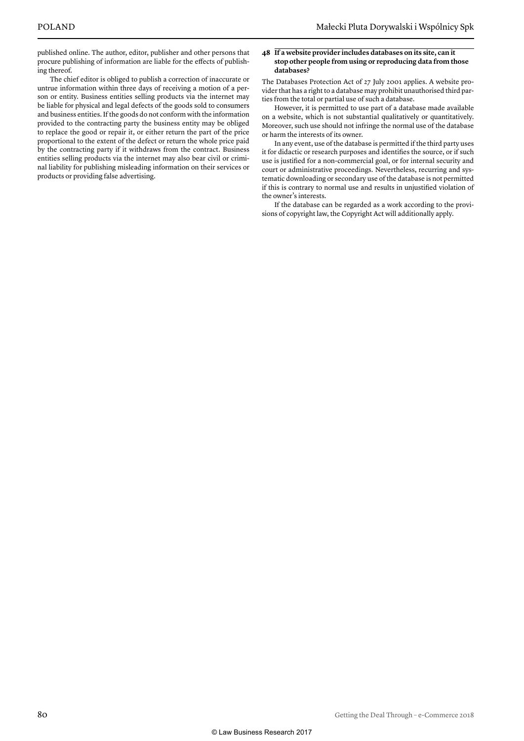published online. The author, editor, publisher and other persons that procure publishing of information are liable for the effects of publishing thereof.

The chief editor is obliged to publish a correction of inaccurate or untrue information within three days of receiving a motion of a person or entity. Business entities selling products via the internet may be liable for physical and legal defects of the goods sold to consumers and business entities. If the goods do not conform with the information provided to the contracting party the business entity may be obliged to replace the good or repair it, or either return the part of the price proportional to the extent of the defect or return the whole price paid by the contracting party if it withdraws from the contract. Business entities selling products via the internet may also bear civil or criminal liability for publishing misleading information on their services or products or providing false advertising.

### 48 If a website provider includes databases on its site, can it stop other people from using or reproducing data from those databases?

The Databases Protection Act of 27 July 2001 applies. A website provider that has a right to a database may prohibit unauthorised third parties from the total or partial use of such a database.

However, it is permitted to use part of a database made available on a website, which is not substantial qualitatively or quantitatively. Moreover, such use should not infringe the normal use of the database or harm the interests of its owner.

In any event, use of the database is permitted if the third party uses it for didactic or research purposes and identifies the source, or if such use is justified for a non-commercial goal, or for internal security and court or administrative proceedings. Nevertheless, recurring and systematic downloading or secondary use of the database is not permitted if this is contrary to normal use and results in unjustified violation of the owner's interests.

If the database can be regarded as a work according to the provisions of copyright law, the Copyright Act will additionally apply.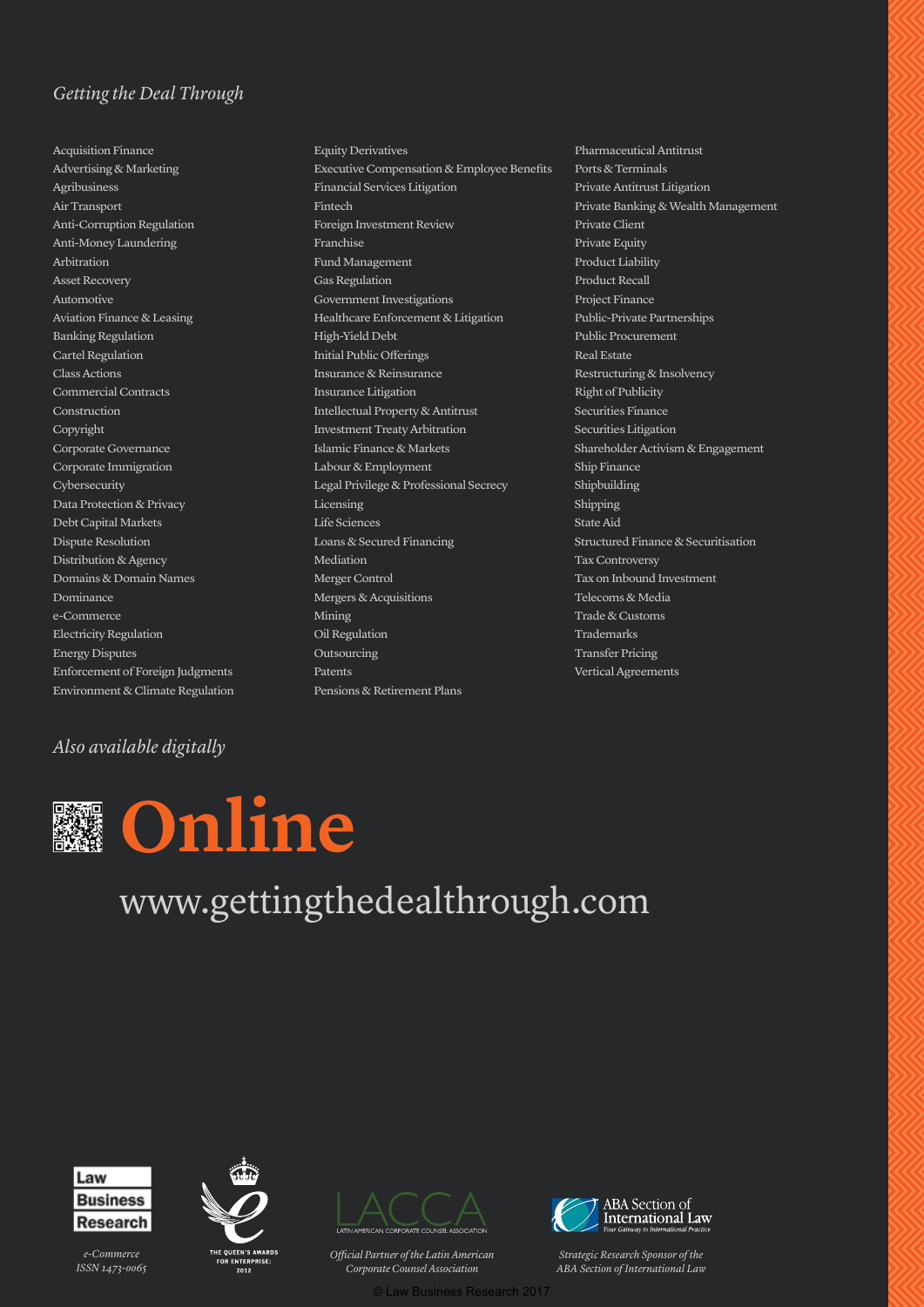*Getting the Deal Through*

Acquisition Finance
Advertising & Marketing
Agribusiness
Air Transport
Anti-Corruption Regulation
Anti-Money Laundering
Arbitration
Asset Recovery
Automotive
Aviation Finance & Leasing
Banking Regulation
Cartel Regulation
Class Actions
Commercial Contracts
Construction
Copyright
Corporate Governance
Corporate Immigration
Cybersecurity
Data Protection & Privacy
Debt Capital Markets
Dispute Resolution
Distribution & Agency
Domains & Domain Names
Dominance
e-Commerce
Electricity Regulation
Energy Disputes
Enforcement of Foreign Judgments
Environment & Climate Regulation
Equity Derivatives
Executive Compensation & Employee Benefits
Financial Services Litigation
Fintech
Foreign Investment Review
Franchise
Fund Management
Gas Regulation
Government Investigations
Healthcare Enforcement & Litigation
High-Yield Debt
Initial Public Offerings
Insurance & Reinsurance
Insurance Litigation
Intellectual Property & Antitrust
Investment Treaty Arbitration
Islamic Finance & Markets
Labour & Employment
Legal Privilege & Professional Secrecy
Licensing
Life Sciences
Loans & Secured Financing
Mediation
Merger Control
Mergers & Acquisitions
Mining
Oil Regulation
Outsourcing
Patents
Pensions & Retirement Plans
Pharmaceutical Antitrust
Ports & Terminals
Private Antitrust Litigation
Private Banking & Wealth Management
Private Client
Private Equity
Product Liability
Product Recall
Project Finance
Public-Private Partnerships
Public Procurement
Real Estate
Restructuring & Insolvency
Right of Publicity
Securities Finance
Securities Litigation
Shareholder Activism & Engagement
Ship Finance
Shipbuilding
Shipping
State Aid
Structured Finance & Securitisation
Tax Controversy
Tax on Inbound Investment
Telecoms & Media
Trade & Customs
Trademarks
Transfer Pricing
Vertical Agreements

*Also available digitally*

# Online

www.gettingthedealthrough.com

*e-Commerce*
*ISSN 1473-0065*

THE QUEEN'S AWARDS FOR ENTERPRISE: 2012

*Official Partner of the Latin American Corporate Counsel Association*

*Strategic Research Sponsor of the ABA Section of International Law*

© Law Business Research 2017